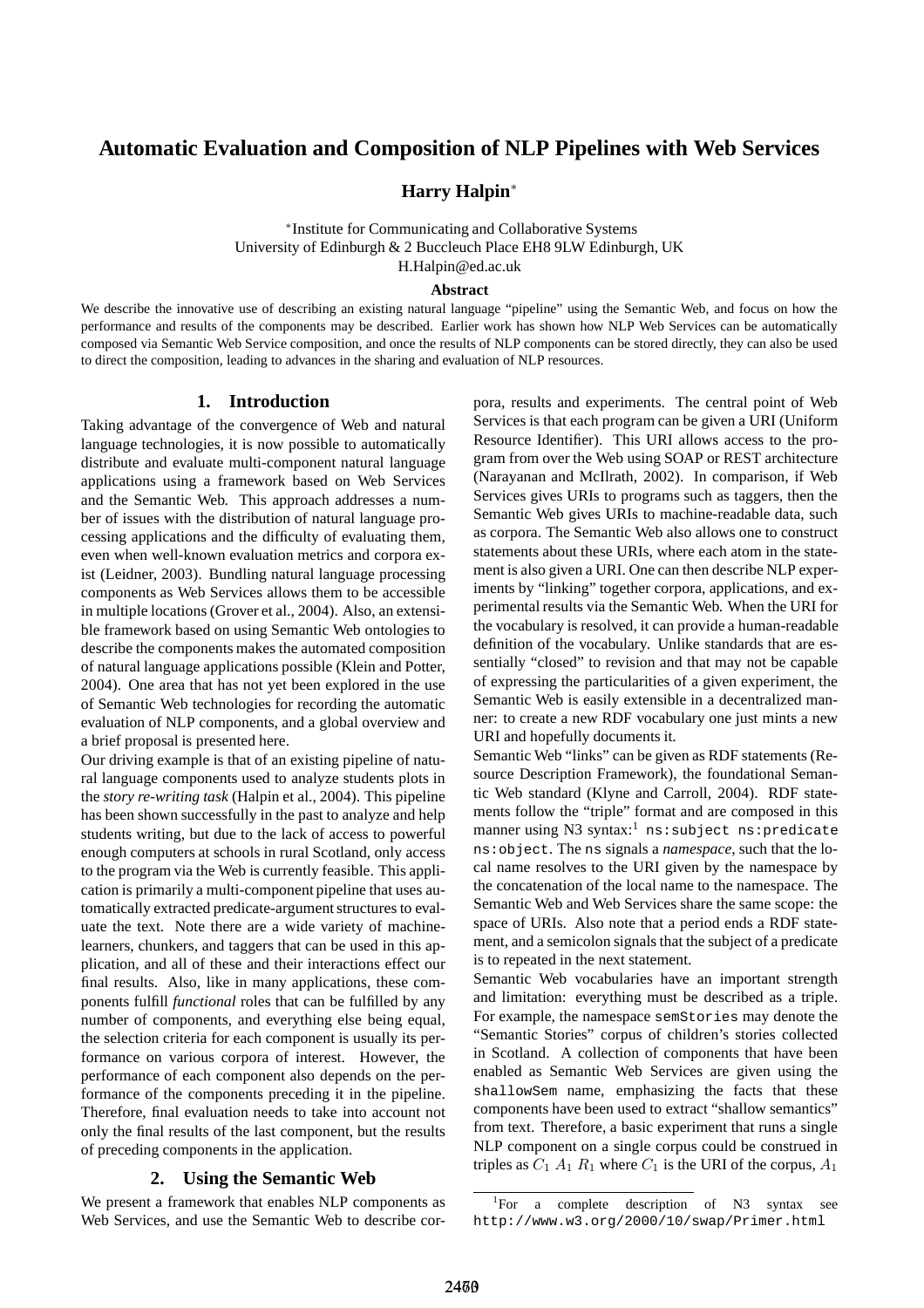# Automatic Evaluation and Composition of NLP Pipelines with Web Services

**Harry Halpin***

*Institute for Communicating and Collaborative Systems
University of Edinburgh & 2 Buccleuch Place EH8 9LW Edinburgh, UK
H.Halpin@ed.ac.uk

**Abstract**

We describe the innovative use of describing an existing natural language "pipeline" using the Semantic Web, and focus on how the performance and results of the components may be described. Earlier work has shown how NLP Web Services can be automatically composed via Semantic Web Service composition, and once the results of NLP components can be stored directly, they can also be used to direct the composition, leading to advances in the sharing and evaluation of NLP resources.

## 1. Introduction

Taking advantage of the convergence of Web and natural language technologies, it is now possible to automatically distribute and evaluate multi-component natural language applications using a framework based on Web Services and the Semantic Web. This approach addresses a number of issues with the distribution of natural language processing applications and the difficulty of evaluating them, even when well-known evaluation metrics and corpora exist (Leidner, 2003). Bundling natural language processing components as Web Services allows them to be accessible in multiple locations (Grover et al., 2004). Also, an extensible framework based on using Semantic Web ontologies to describe the components makes the automated composition of natural language applications possible (Klein and Potter, 2004). One area that has not yet been explored in the use of Semantic Web technologies for recording the automatic evaluation of NLP components, and a global overview and a brief proposal is presented here.

Our driving example is that of an existing pipeline of natural language components used to analyze students plots in the *story re-writing task* (Halpin et al., 2004). This pipeline has been shown successfully in the past to analyze and help students writing, but due to the lack of access to powerful enough computers at schools in rural Scotland, only access to the program via the Web is currently feasible. This application is primarily a multi-component pipeline that uses automatically extracted predicate-argument structures to evaluate the text. Note there are a wide variety of machine-learners, chunkers, and taggers that can be used in this application, and all of these and their interactions effect our final results. Also, like in many applications, these components fulfill *functional* roles that can be fulfilled by any number of components, and everything else being equal, the selection criteria for each component is usually its performance on various corpora of interest. However, the performance of each component also depends on the performance of the components preceding it in the pipeline. Therefore, final evaluation needs to take into account not only the final results of the last component, but the results of preceding components in the application.

## 2. Using the Semantic Web

We present a framework that enables NLP components as Web Services, and use the Semantic Web to describe corpora, results and experiments. The central point of Web Services is that each program can be given a URI (Uniform Resource Identifier). This URI allows access to the program from over the Web using SOAP or REST architecture (Narayanan and McIlrath, 2002). In comparison, if Web Services gives URIs to programs such as taggers, then the Semantic Web gives URIs to machine-readable data, such as corpora. The Semantic Web also allows one to construct statements about these URIs, where each atom in the statement is given a URI. One can then describe NLP experiments by "linking" together corpora, applications, and experimental results via the Semantic Web. When the URI for the vocabulary is resolved, it can provide a human-readable definition of the vocabulary. Unlike standards that are essentially "closed" to revision and that may not be capable of expressing the particularities of a given experiment, the Semantic Web is easily extensible in a decentralized manner: to create a new RDF vocabulary one just mints a new URI and hopefully documents it.

Semantic Web "links" can be given as RDF statements (Resource Description Framework), the foundational Semantic Web standard (Klyne and Carroll, 2004). RDF statements follow the "triple" format and are composed in this manner using N3 syntax:[1] `ns:subject ns:predicate ns:object`. The `ns` signals a *namespace*, such that the local name resolves to the URI given by the namespace by the concatenation of the local name to the namespace. The Semantic Web and Web Services share the same scope: the space of URIs. Also note that a period ends a RDF statement, and a semicolon signals that the subject of a predicate is to repeated in the next statement.

Semantic Web vocabularies have an important strength and limitation: everything must be described as a triple. For example, the namespace `semStories` may denote the "Semantic Stories" corpus of children's stories collected in Scotland. A collection of components that have been enabled as Semantic Web Services are given using the `shallowSem` name, emphasizing the facts that these components have been used to extract "shallow semantics" from text. Therefore, a basic experiment that runs a single NLP component on a single corpus could be construed in triples as $C_1$ $A_1$ $R_1$ where $C_1$ is the URI of the corpus, $A_1$

[1] For a complete description of N3 syntax see http://www.w3.org/2000/10/swap/Primer.html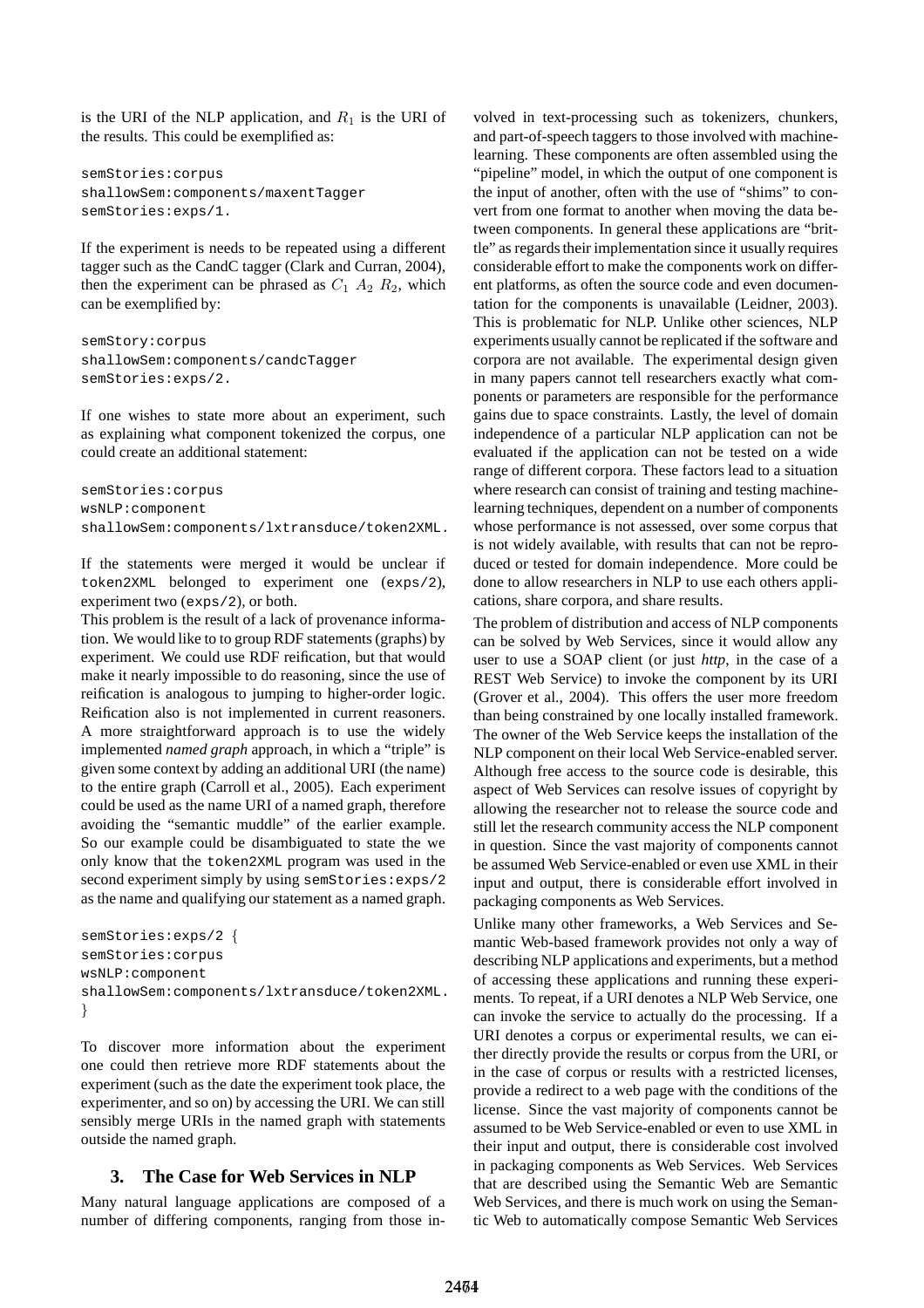is the URI of the NLP application, and $R_1$ is the URI of the results. This could be exemplified as:

```
semStories:corpus
shallowSem:components/maxentTagger
semStories:exps/1.
```

If the experiment is needs to be repeated using a different tagger such as the CandC tagger (Clark and Curran, 2004), then the experiment can be phrased as $C_1$ $A_2$ $R_2$, which can be exemplified by:

```
semStory:corpus
shallowSem:components/candcTagger
semStories:exps/2.
```

If one wishes to state more about an experiment, such as explaining what component tokenized the corpus, one could create an additional statement:

```
semStories:corpus
wsNLP:component
shallowSem:components/lxtransduce/token2XML.
```

If the statements were merged it would be unclear if `token2XML` belonged to experiment one (`exps/2`), experiment two (`exps/2`), or both.

This problem is the result of a lack of provenance information. We would like to to group RDF statements (graphs) by experiment. We could use RDF reification, but that would make it nearly impossible to do reasoning, since the use of reification is analogous to jumping to higher-order logic. Reification also is not implemented in current reasoners. A more straightforward approach is to use the widely implemented *named graph* approach, in which a "triple" is given some context by adding an additional URI (the name) to the entire graph (Carroll et al., 2005). Each experiment could be used as the name URI of a named graph, therefore avoiding the "semantic muddle" of the earlier example. So our example could be disambiguated to state the we only know that the `token2XML` program was used in the second experiment simply by using `semStories:exps/2` as the name and qualifying our statement as a named graph.

```
semStories:exps/2 {
semStories:corpus
wsNLP:component
shallowSem:components/lxtransduce/token2XML.
}
```

To discover more information about the experiment one could then retrieve more RDF statements about the experiment (such as the date the experiment took place, the experimenter, and so on) by accessing the URI. We can still sensibly merge URIs in the named graph with statements outside the named graph.

## 3. The Case for Web Services in NLP

Many natural language applications are composed of a number of differing components, ranging from those involved in text-processing such as tokenizers, chunkers, and part-of-speech taggers to those involved with machine-learning. These components are often assembled using the "pipeline" model, in which the output of one component is the input of another, often with the use of "shims" to convert from one format to another when moving the data between components. In general these applications are "brittle" as regards their implementation since it usually requires considerable effort to make the components work on different platforms, as often the source code and even documentation for the components is unavailable (Leidner, 2003). This is problematic for NLP. Unlike other sciences, NLP experiments usually cannot be replicated if the software and corpora are not available. The experimental design given in many papers cannot tell researchers exactly what components or parameters are responsible for the performance gains due to space constraints. Lastly, the level of domain independence of a particular NLP application can not be evaluated if the application can not be tested on a wide range of different corpora. These factors lead to a situation where research can consist of training and testing machine-learning techniques, dependent on a number of components whose performance is not assessed, over some corpus that is not widely available, with results that can not be reproduced or tested for domain independence. More could be done to allow researchers in NLP to use each others applications, share corpora, and share results.

The problem of distribution and access of NLP components can be solved by Web Services, since it would allow any user to use a SOAP client (or just *http*, in the case of a REST Web Service) to invoke the component by its URI (Grover et al., 2004). This offers the user more freedom than being constrained by one locally installed framework. The owner of the Web Service keeps the installation of the NLP component on their local Web Service-enabled server. Although free access to the source code is desirable, this aspect of Web Services can resolve issues of copyright by allowing the researcher not to release the source code and still let the research community access the NLP component in question. Since the vast majority of components cannot be assumed Web Service-enabled or even use XML in their input and output, there is considerable effort involved in packaging components as Web Services.

Unlike many other frameworks, a Web Services and Semantic Web-based framework provides not only a way of describing NLP applications and experiments, but a method of accessing these applications and running these experiments. To repeat, if a URI denotes a NLP Web Service, one can invoke the service to actually do the processing. If a URI denotes a corpus or experimental results, we can either directly provide the results or corpus from the URI, or in the case of corpus or results with a restricted licenses, provide a redirect to a web page with the conditions of the license. Since the vast majority of components cannot be assumed to be Web Service-enabled or even to use XML in their input and output, there is considerable cost involved in packaging components as Web Services. Web Services that are described using the Semantic Web are Semantic Web Services, and there is much work on using the Semantic Web to automatically compose Semantic Web Services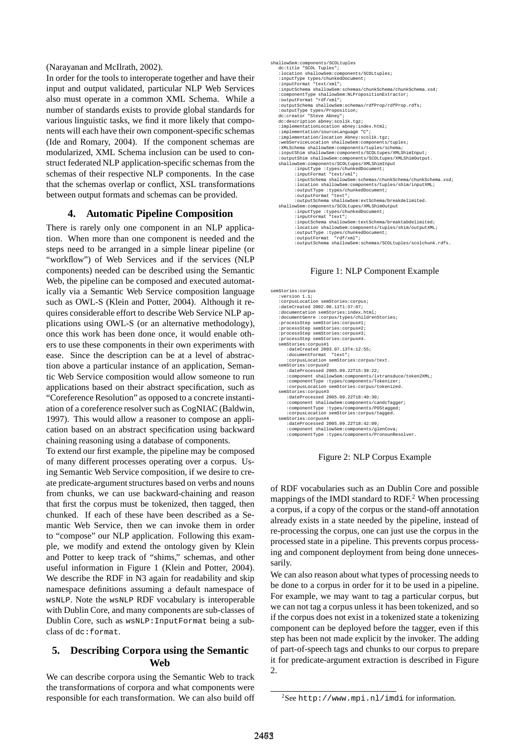(Narayanan and McIlrath, 2002).

In order for the tools to interoperate together and have their input and output validated, particular NLP Web Services also must operate in a common XML Schema. While a number of standards exists to provide global standards for various linguistic tasks, we find it more likely that components will each have their own component-specific schemas (Ide and Romary, 2004). If the component schemas are modularized, XML Schema inclusion can be used to construct federated NLP application-specific schemas from the schemas of their respective NLP components. In the case that the schemas overlap or conflict, XSL transformations between output formats and schemas can be provided.

## 4. Automatic Pipeline Composition

There is rarely only one component in an NLP application. When more than one component is needed and the steps need to be arranged in a simple linear pipeline (or "workflow") of Web Services and if the services (NLP components) needed can be described using the Semantic Web, the pipeline can be composed and executed automatically via a Semantic Web Service composition language such as OWL-S (Klein and Potter, 2004). Although it requires considerable effort to describe Web Service NLP applications using OWL-S (or an alternative methodology), once this work has been done once, it would enable others to use these components in their own experiments with ease. Since the description can be at a level of abstraction above a particular instance of an application, Semantic Web Service composition would allow someone to run applications based on their abstract specification, such as "Coreference Resolution" as opposed to a concrete instantiation of a coreference resolver such as CogNIAC (Baldwin, 1997). This would allow a reasoner to compose an application based on an abstract specification using backward chaining reasoning using a database of components.

To extend our first example, the pipeline may be composed of many different processes operating over a corpus. Using Semantic Web Service composition, if we desire to create predicate-argument structures based on verbs and nouns from chunks, we can use backward-chaining and reason that first the corpus must be tokenized, then tagged, then chunked. If each of these have been described as a Semantic Web Service, then we can invoke them in order to "compose" our NLP application. Following this example, we modify and extend the ontology given by Klein and Potter to keep track of "shims," schemas, and other useful information in Figure 1 (Klein and Potter, 2004). We describe the RDF in N3 again for readability and skip namespace definitions assuming a default namespace of `wsNLP`. Note the `wsNLP` RDF vocabulary is interoperable with Dublin Core, and many components are sub-classes of Dublin Core, such as `wsNLP:InputFormat` being a subclass of `dc:format`.

```
shallowSem:components/SCOLtuples
   dc:title "SCOL Tuples";
   :location shallowSem:components/SCOLtuples;
   :inputType types/chunkedDocument;
   :inputFormat "text/xml";
   :inputSchema shallowSem:schemas/chunkSchema/chunkSchema.xsd;
   :componentType shallowSem:NLPropositionExtractor;
   :outputFormat "rdf/xml";
   :outputSchema shallowSem:schemas/rdfProp/rdfProp.rdfs;
   :outputType types/Proposition;
   dc:creator "Steve Abney";
   dc:description abney:scol1k.tgz;
   :implementationLocation abney:index.html;
   :implementation/sourceLanguage "C";
   :implementation/location Abney:scol1k.tgz;
   :webServiceLocation shallowSem:components/tuples;
   :XMLSchema shallowSem:components/tuples/schema;
   :inputShim shallowSem:components/SCOLtupes/XMLShimInput;
   :outputShim shallowSem:components/SCOLtupes/XMLShimOutput.
   shallowSem:components/SCOLtupes/XMLShimInput
        :inputType :types/chunkedDocument;
        :inputFormat "text/xml";
        :inputSchema shallowSem:schemas/chunkSchema/chunkSchema.xsd;
        :location shallowSem:components/tuples/shim/inputXML;
        :outputType :types/chunkedDocument;
        :outputFormat "text";
        :outputSchema shallowSem:extSchema/breakdelimited.
   shallowSem:components/SCOLtupes/XMLShimOutput
        :inputType :types/chunkedDocument;
        :inputFormat "text";
        :inputSchema shallowSem:textSchema/breaktabdelimited;
        :location shallowSem:components/tuples/shim/outputXML;
        :outputType :types/chunkedDocument;
        :outputFormat  "rdf/xml";
        :outputSchema shallowSem:schemas/SCOLtuples/scolchunk.rdfs.
```

Figure 1: NLP Component Example

```
semStories:corpus
   :version 1.1;
   :corpusLocation semStories:corpus;
   :dateCreated 2002.06.11T1:37:07;
   :documentation semStories:index.html;
   :documentGenre :corpus/types/childrenStories;
   :processStep semStories:corpus#1;
   :processStep semStories:corpus#2;
   :processStep semStories:corpus#3;
   :processStep semStories:corpus#4.
   semStories:corpus#1
      :dateCreated 2003.07.13T4:12:55;
      :documentFormat  "text";
      :corpusLocation semStories:corpus/text.
   semStories:corpus#2
      :dateProcessed 2005.09.22T15:39:22;
      :component shallowSem:components/ltxtransduce/token2XML;
      :componentType :types/components/Tokenizer;
      :corpusLocation semStories:corpus/tokenized.
   semStories:corpus#3
      :dateProcessed 2005.09.22T18:40:30;
      :component shallowSem:components/candcTagger;
      :componentType :types/components/POStagged;
      :corpusLocation semStories:corpus/tagged.
   semStories:corpus#4
      :dateProcessed 2005.09.22T18:42:09;
      :component shallowSem:components/glenCova;
      :componentType :types/components/PronounResolver.
```

Figure 2: NLP Corpus Example

## 5. Describing Corpora using the Semantic Web

We can describe corpora using the Semantic Web to track the transformations of corpora and what components were responsible for each transformation. We can also build off of RDF vocabularies such as an Dublin Core and possible mappings of the IMDI standard to RDF.[2] When processing a corpus, if a copy of the corpus or the stand-off annotation already exists in a state needed by the pipeline, instead of re-processing the corpus, one can just use the corpus in the processed state in a pipeline. This prevents corpus processing and component deployment from being done unnecessarily.

We can also reason about what types of processing needs to be done to a corpus in order for it to be used in a pipeline. For example, we may want to tag a particular corpus, but we can not tag a corpus unless it has been tokenized, and so if the corpus does not exist in a tokenized state a tokenizing component can be deployed before the tagger, even if this step has been not made explicit by the invoker. The adding of part-of-speech tags and chunks to our corpus to prepare it for predicate-argument extraction is described in Figure 2.

[2] See `http://www.mpi.nl/imdi` for information.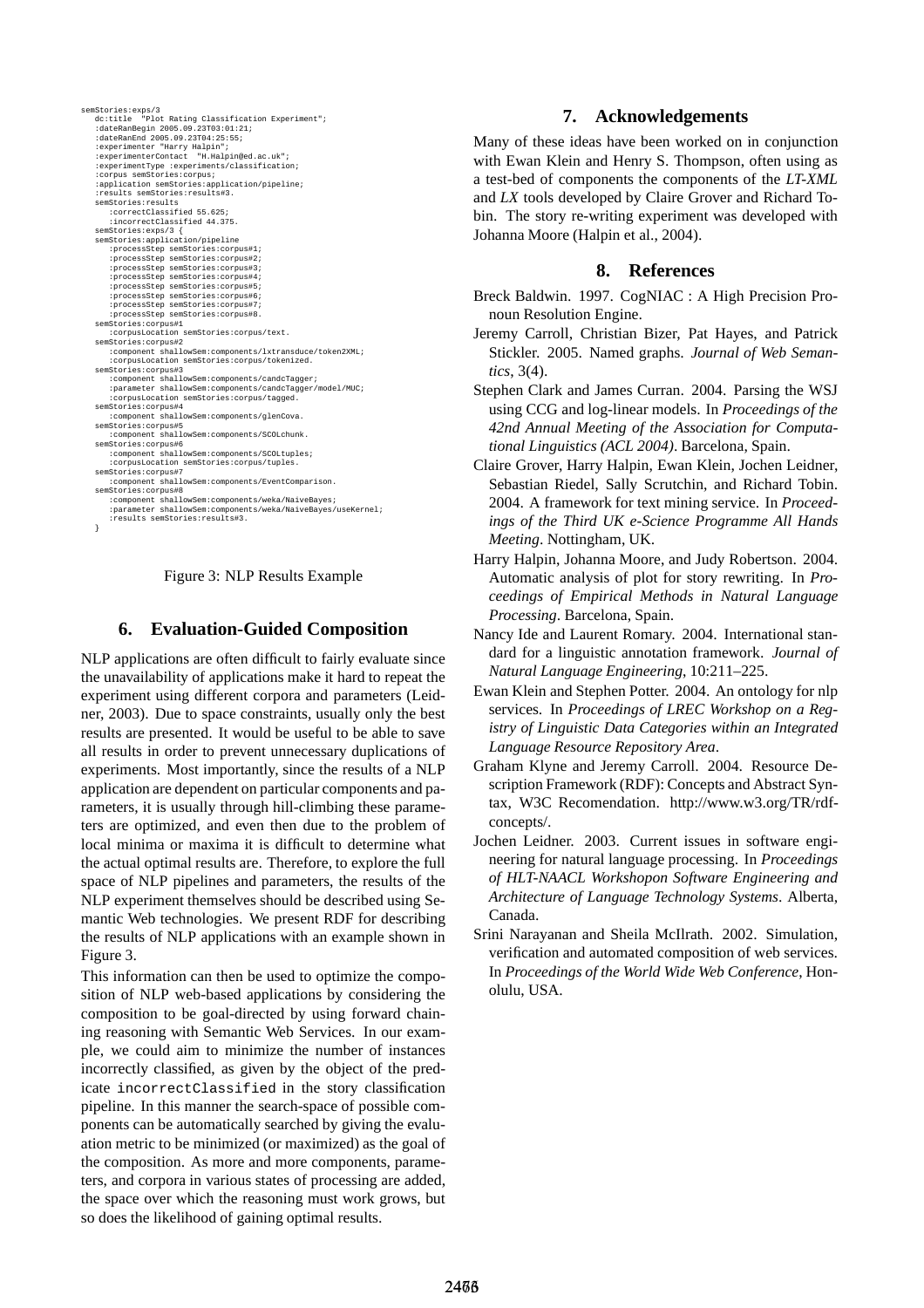```
semStories:exps/3
   dc:title  "Plot Rating Classification Experiment";
   :dateRanBegin 2005.09.23T03:01:21;
   :dateRanEnd 2005.09.23T04:25:55;
   :experimenter "Harry Halpin";
   :experimenterContact  "H.Halpin@ed.ac.uk";
   :experimentType :experiments/classification;
   :corpus semStories:corpus;
   :application semStories:application/pipeline;
   :results semStories:results#3.
   semStories:results
      :correctClassified 55.625;
      :incorrectClassified 44.375.
   semStories:exps/3 {
   semStories:application/pipeline
      :processStep semStories:corpus#1;
      :processStep semStories:corpus#2;
      :processStep semStories:corpus#3;
      :processStep semStories:corpus#4;
      :processStep semStories:corpus#5;
      :processStep semStories:corpus#6;
      :processStep semStories:corpus#7;
      :processStep semStories:corpus#8.
   semStories:corpus#1
      :corpusLocation semStories:corpus/text.
   semStories:corpus#2
      :component shallowSem:components/lxtransduce/token2XML;
      :corpusLocation semStories:corpus/tokenized.
   semStories:corpus#3
      :component shallowSem:components/candcTagger;
      :parameter shallowSem:components/candcTagger/model/MUC;
      :corpusLocation semStories:corpus/tagged.
   semStories:corpus#4
      :component shallowSem:components/glenCova.
   semStories:corpus#5
      :component shallowSem:components/SCOLchunk.
   semStories:corpus#6
      :component shallowSem:components/SCOLtuples;
      :corpusLocation semStories:corpus/tuples.
   semStories:corpus#7
      :component shallowSem:components/EventComparison.
   semStories:corpus#8
      :component shallowSem:components/weka/NaiveBayes;
      :parameter shallowSem:components/weka/NaiveBayes/useKernel;
      :results semStories:results#3.
   }
```

Figure 3: NLP Results Example

## 6. Evaluation-Guided Composition

NLP applications are often difficult to fairly evaluate since the unavailability of applications make it hard to repeat the experiment using different corpora and parameters (Leidner, 2003). Due to space constraints, usually only the best results are presented. It would be useful to be able to save all results in order to prevent unnecessary duplications of experiments. Most importantly, since the results of a NLP application are dependent on particular components and parameters, it is usually through hill-climbing these parameters are optimized, and even then due to the problem of local minima or maxima it is difficult to determine what the actual optimal results are. Therefore, to explore the full space of NLP pipelines and parameters, the results of the NLP experiment themselves should be described using Semantic Web technologies. We present RDF for describing the results of NLP applications with an example shown in Figure 3.

This information can then be used to optimize the composition of NLP web-based applications by considering the composition to be goal-directed by using forward chaining reasoning with Semantic Web Services. In our example, we could aim to minimize the number of instances incorrectly classified, as given by the object of the predicate `incorrectClassified` in the story classification pipeline. In this manner the search-space of possible components can be automatically searched by giving the evaluation metric to be minimized (or maximized) as the goal of the composition. As more and more components, parameters, and corpora in various states of processing are added, the space over which the reasoning must work grows, but so does the likelihood of gaining optimal results.

## 7. Acknowledgements

Many of these ideas have been worked on in conjunction with Ewan Klein and Henry S. Thompson, often using as a test-bed of components the components of the *LT-XML* and *LX* tools developed by Claire Grover and Richard Tobin. The story re-writing experiment was developed with Johanna Moore (Halpin et al., 2004).

## 8. References

Breck Baldwin. 1997. CogNIAC : A High Precision Pronoun Resolution Engine.

Jeremy Carroll, Christian Bizer, Pat Hayes, and Patrick Stickler. 2005. Named graphs. *Journal of Web Semantics*, 3(4).

Stephen Clark and James Curran. 2004. Parsing the WSJ using CCG and log-linear models. In *Proceedings of the 42nd Annual Meeting of the Association for Computational Linguistics (ACL 2004)*. Barcelona, Spain.

Claire Grover, Harry Halpin, Ewan Klein, Jochen Leidner, Sebastian Riedel, Sally Scrutchin, and Richard Tobin. 2004. A framework for text mining service. In *Proceedings of the Third UK e-Science Programme All Hands Meeting*. Nottingham, UK.

Harry Halpin, Johanna Moore, and Judy Robertson. 2004. Automatic analysis of plot for story rewriting. In *Proceedings of Empirical Methods in Natural Language Processing*. Barcelona, Spain.

Nancy Ide and Laurent Romary. 2004. International standard for a linguistic annotation framework. *Journal of Natural Language Engineering*, 10:211–225.

Ewan Klein and Stephen Potter. 2004. An ontology for nlp services. In *Proceedings of LREC Workshop on a Registry of Linguistic Data Categories within an Integrated Language Resource Repository Area*.

Graham Klyne and Jeremy Carroll. 2004. Resource Description Framework (RDF): Concepts and Abstract Syntax, W3C Recomendation. http://www.w3.org/TR/rdf-concepts/.

Jochen Leidner. 2003. Current issues in software engineering for natural language processing. In *Proceedings of HLT-NAACL Workshopon Software Engineering and Architecture of Language Technology Systems*. Alberta, Canada.

Srini Narayanan and Sheila McIlrath. 2002. Simulation, verification and automated composition of web services. In *Proceedings of the World Wide Web Conference*, Honolulu, USA.